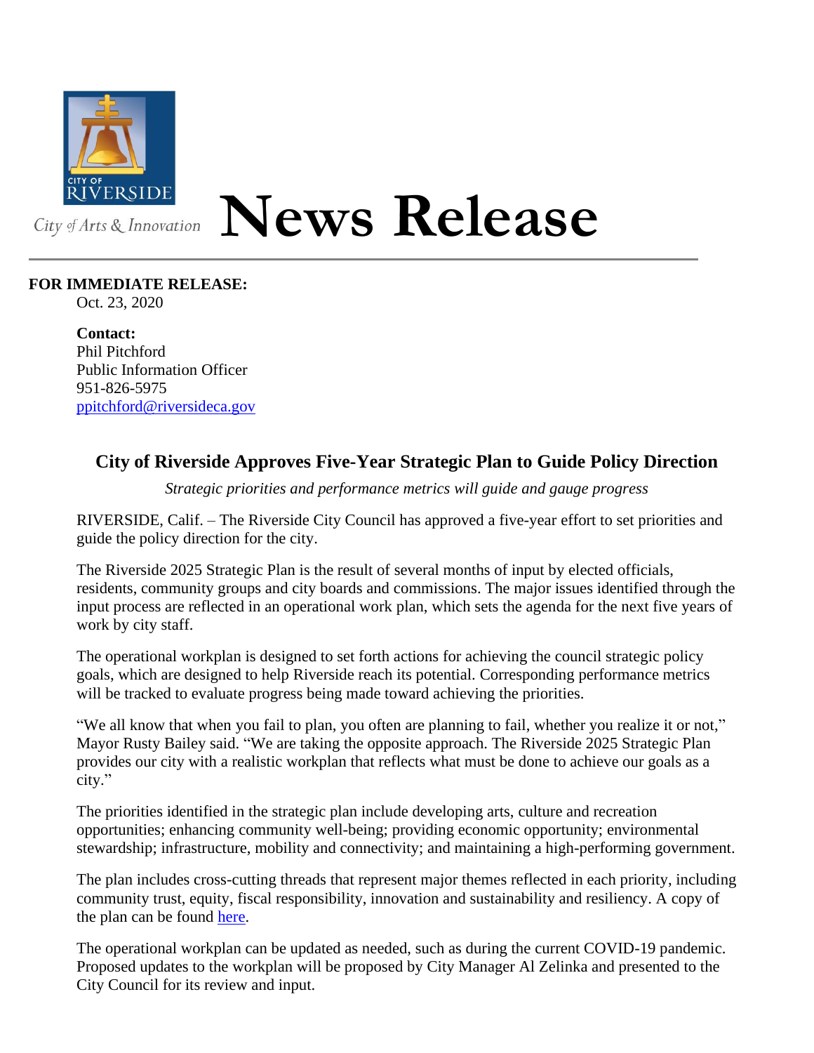CITY OF RIVERSIDE

City of Arts & Innovation

# News Release

**FOR IMMEDIATE RELEASE:**
Oct. 23, 2020

**Contact:**
Phil Pitchford
Public Information Officer
951-826-5975
ppitchford@riversideca.gov

## City of Riverside Approves Five-Year Strategic Plan to Guide Policy Direction

*Strategic priorities and performance metrics will guide and gauge progress*

RIVERSIDE, Calif. – The Riverside City Council has approved a five-year effort to set priorities and guide the policy direction for the city.

The Riverside 2025 Strategic Plan is the result of several months of input by elected officials, residents, community groups and city boards and commissions. The major issues identified through the input process are reflected in an operational work plan, which sets the agenda for the next five years of work by city staff.

The operational workplan is designed to set forth actions for achieving the council strategic policy goals, which are designed to help Riverside reach its potential. Corresponding performance metrics will be tracked to evaluate progress being made toward achieving the priorities.

"We all know that when you fail to plan, you often are planning to fail, whether you realize it or not," Mayor Rusty Bailey said. "We are taking the opposite approach. The Riverside 2025 Strategic Plan provides our city with a realistic workplan that reflects what must be done to achieve our goals as a city."

The priorities identified in the strategic plan include developing arts, culture and recreation opportunities; enhancing community well-being; providing economic opportunity; environmental stewardship; infrastructure, mobility and connectivity; and maintaining a high-performing government.

The plan includes cross-cutting threads that represent major themes reflected in each priority, including community trust, equity, fiscal responsibility, innovation and sustainability and resiliency. A copy of the plan can be found here.

The operational workplan can be updated as needed, such as during the current COVID-19 pandemic. Proposed updates to the workplan will be proposed by City Manager Al Zelinka and presented to the City Council for its review and input.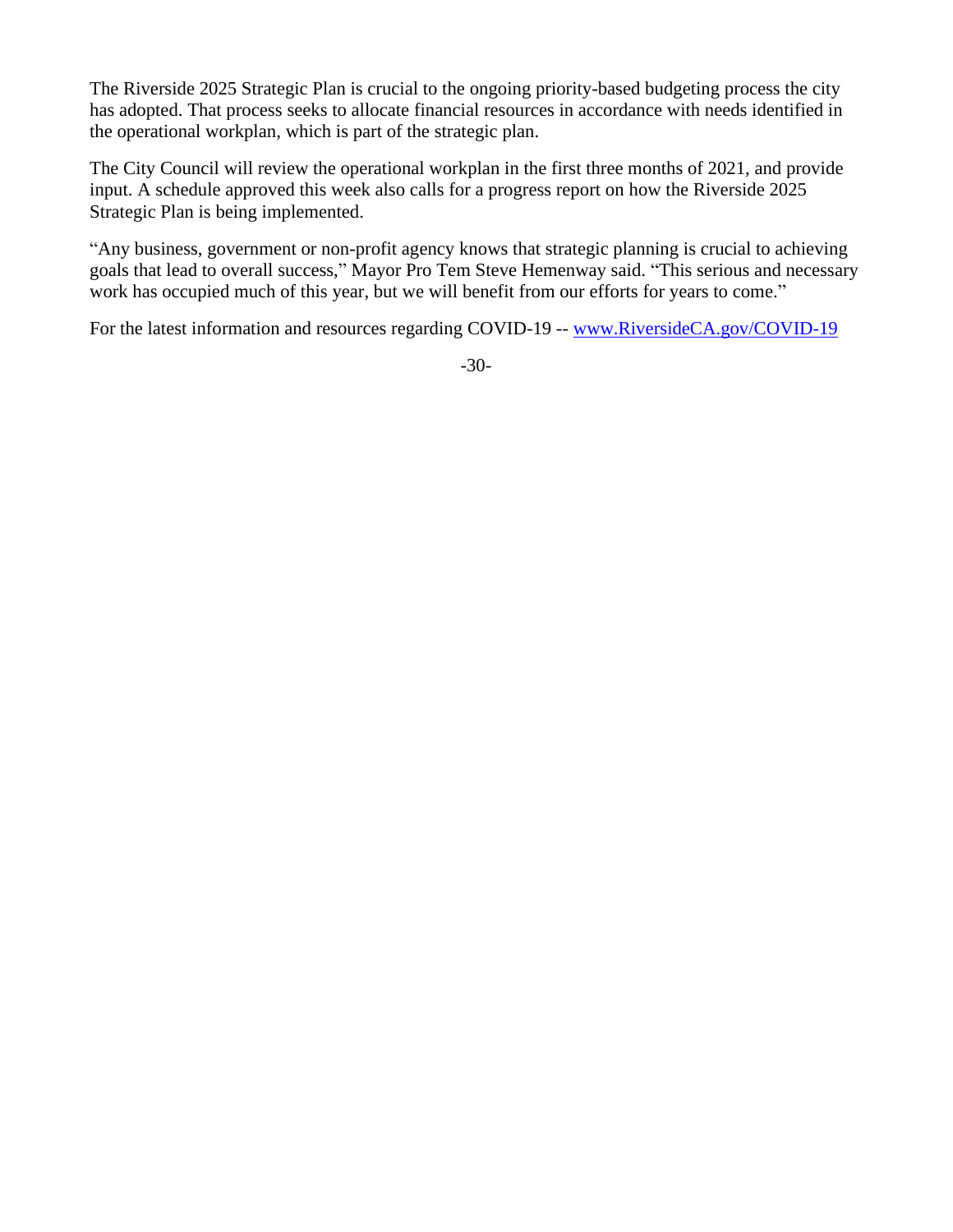The Riverside 2025 Strategic Plan is crucial to the ongoing priority-based budgeting process the city has adopted. That process seeks to allocate financial resources in accordance with needs identified in the operational workplan, which is part of the strategic plan.

The City Council will review the operational workplan in the first three months of 2021, and provide input. A schedule approved this week also calls for a progress report on how the Riverside 2025 Strategic Plan is being implemented.

"Any business, government or non-profit agency knows that strategic planning is crucial to achieving goals that lead to overall success," Mayor Pro Tem Steve Hemenway said. "This serious and necessary work has occupied much of this year, but we will benefit from our efforts for years to come."

For the latest information and resources regarding COVID-19 -- [www.RiversideCA.gov/COVID-19](http://www.RiversideCA.gov/COVID-19)

-30-